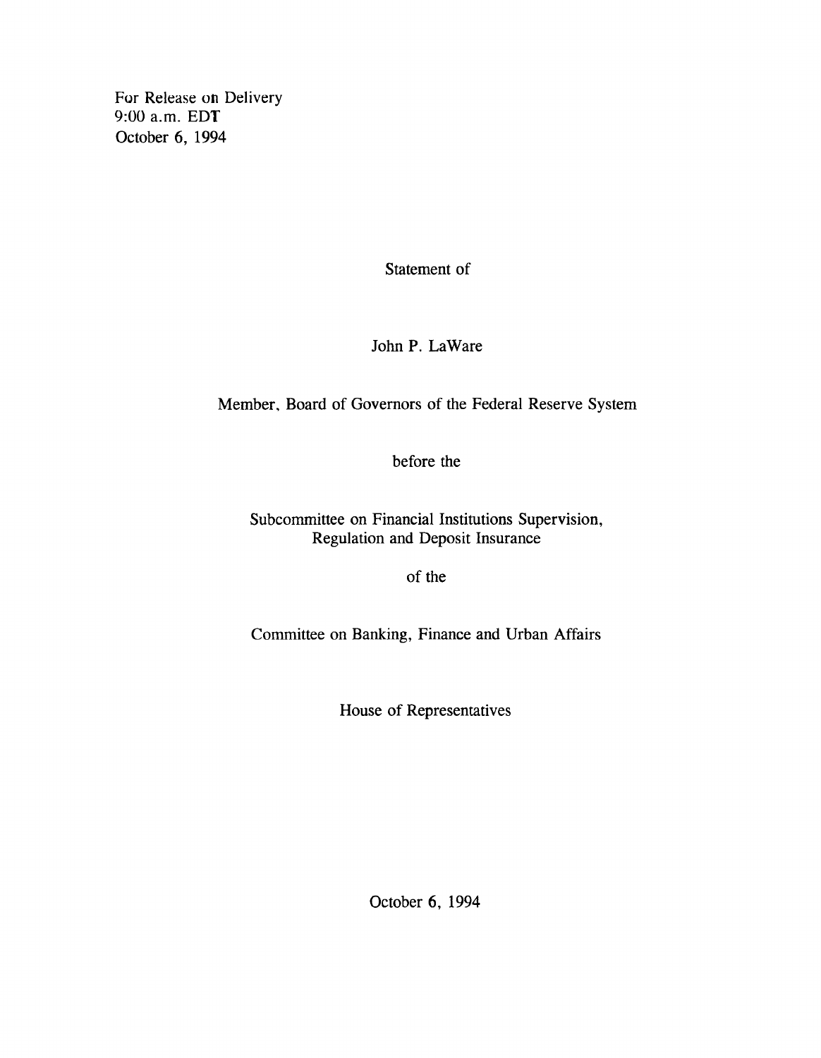For Release on Delivery
9:00 a.m. EDT
October 6, 1994

Statement of

John P. LaWare

Member, Board of Governors of the Federal Reserve System

before the

Subcommittee on Financial Institutions Supervision, Regulation and Deposit Insurance

of the

Committee on Banking, Finance and Urban Affairs

House of Representatives

October 6, 1994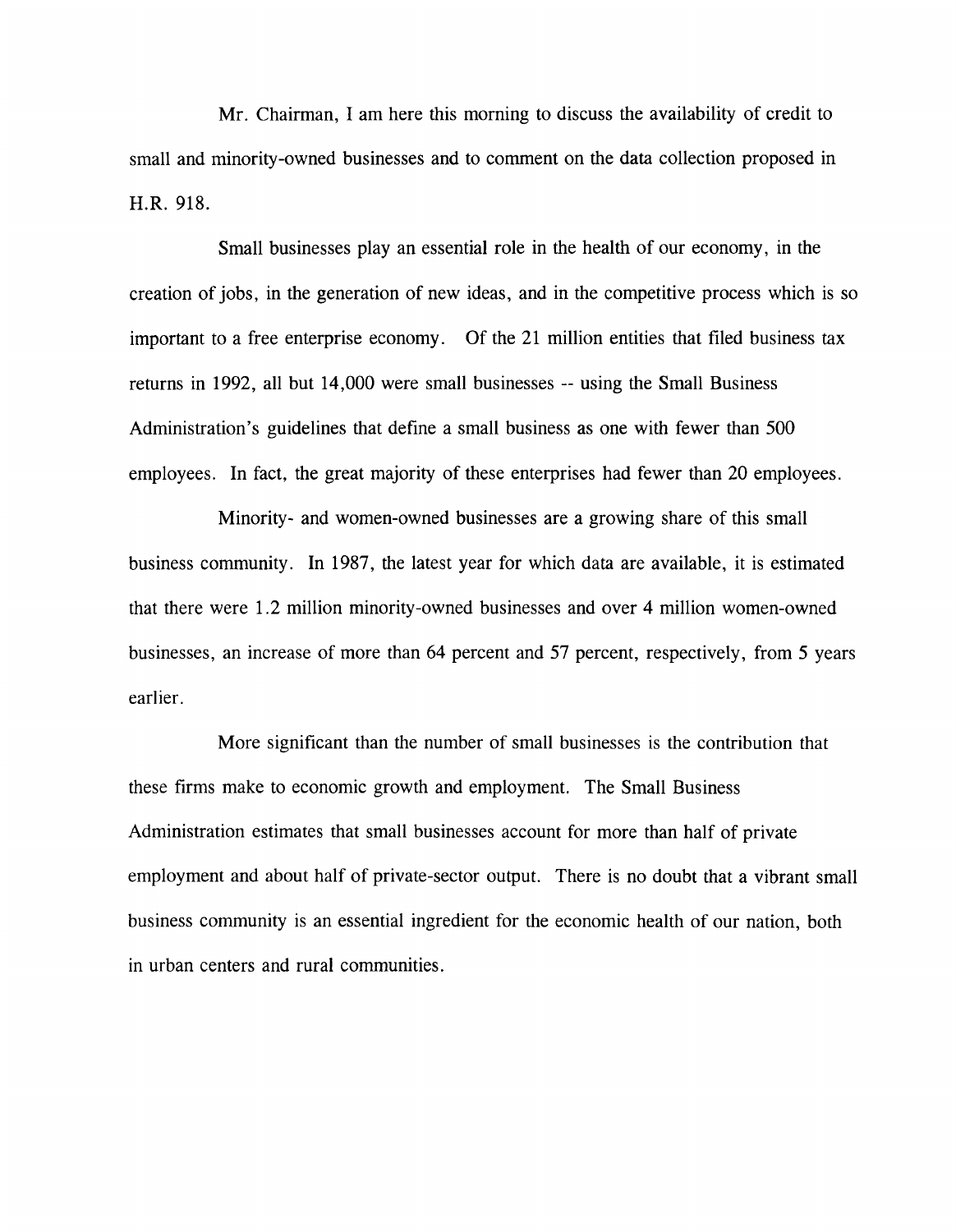Mr. Chairman, I am here this morning to discuss the availability of credit to small and minority-owned businesses and to comment on the data collection proposed in H.R. 918.

Small businesses play an essential role in the health of our economy, in the creation of jobs, in the generation of new ideas, and in the competitive process which is so important to a free enterprise economy. Of the 21 million entities that filed business tax returns in 1992, all but 14,000 were small businesses -- using the Small Business Administration's guidelines that define a small business as one with fewer than 500 employees. In fact, the great majority of these enterprises had fewer than 20 employees.

Minority- and women-owned businesses are a growing share of this small business community. In 1987, the latest year for which data are available, it is estimated that there were 1.2 million minority-owned businesses and over 4 million women-owned businesses, an increase of more than 64 percent and 57 percent, respectively, from 5 years earlier.

More significant than the number of small businesses is the contribution that these firms make to economic growth and employment. The Small Business Administration estimates that small businesses account for more than half of private employment and about half of private-sector output. There is no doubt that a vibrant small business community is an essential ingredient for the economic health of our nation, both in urban centers and rural communities.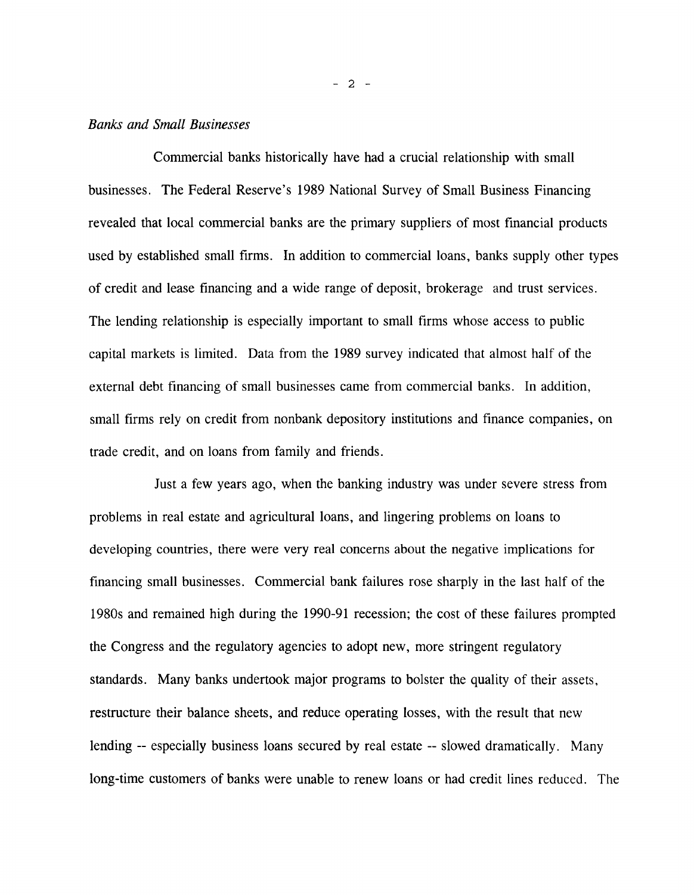*Banks and Small Businesses*

Commercial banks historically have had a crucial relationship with small businesses. The Federal Reserve's 1989 National Survey of Small Business Financing revealed that local commercial banks are the primary suppliers of most financial products used by established small firms. In addition to commercial loans, banks supply other types of credit and lease financing and a wide range of deposit, brokerage and trust services. The lending relationship is especially important to small firms whose access to public capital markets is limited. Data from the 1989 survey indicated that almost half of the external debt financing of small businesses came from commercial banks. In addition, small firms rely on credit from nonbank depository institutions and finance companies, on trade credit, and on loans from family and friends.

Just a few years ago, when the banking industry was under severe stress from problems in real estate and agricultural loans, and lingering problems on loans to developing countries, there were very real concerns about the negative implications for financing small businesses. Commercial bank failures rose sharply in the last half of the 1980s and remained high during the 1990-91 recession; the cost of these failures prompted the Congress and the regulatory agencies to adopt new, more stringent regulatory standards. Many banks undertook major programs to bolster the quality of their assets, restructure their balance sheets, and reduce operating losses, with the result that new lending -- especially business loans secured by real estate -- slowed dramatically. Many long-time customers of banks were unable to renew loans or had credit lines reduced. The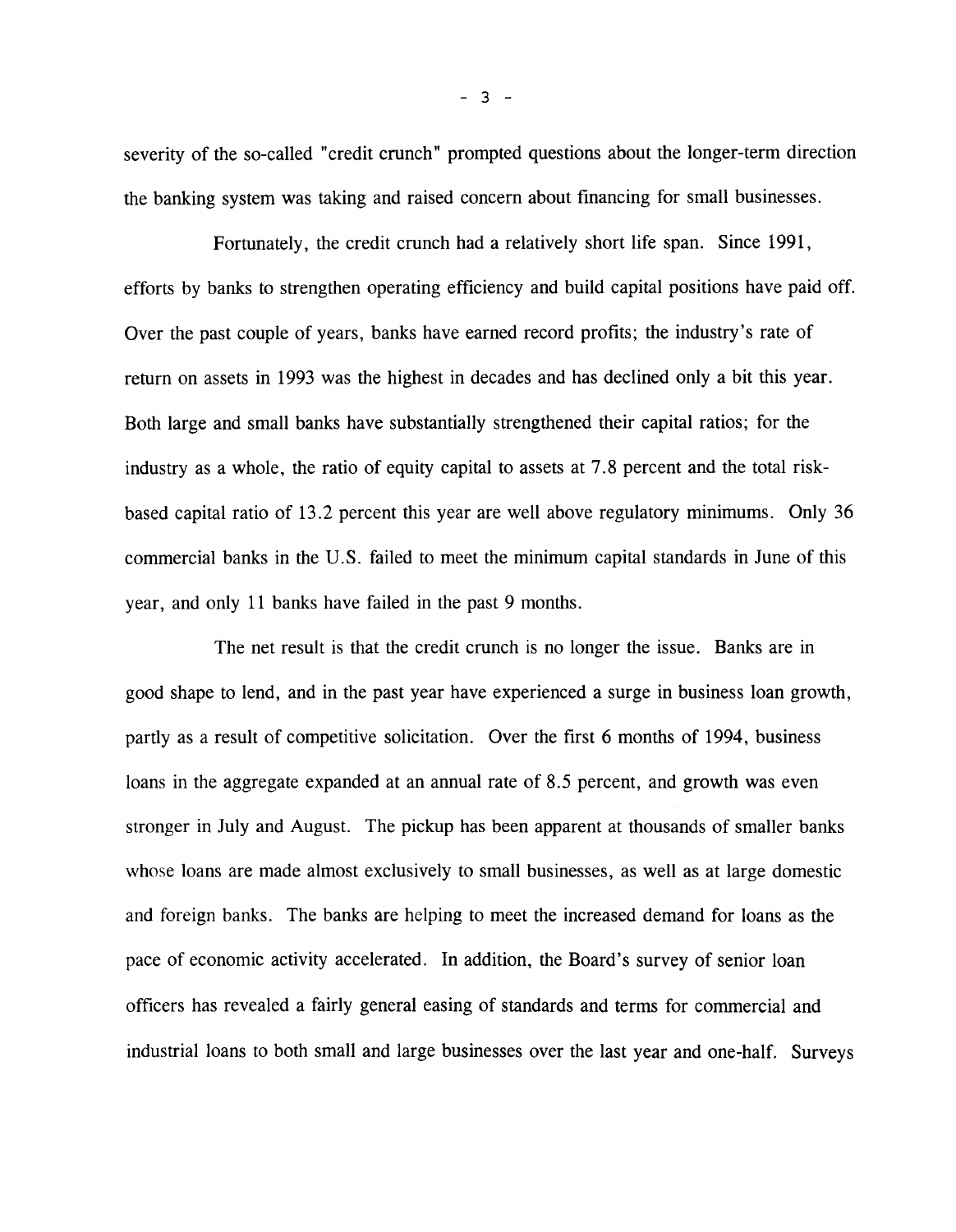severity of the so-called "credit crunch" prompted questions about the longer-term direction the banking system was taking and raised concern about financing for small businesses.

Fortunately, the credit crunch had a relatively short life span. Since 1991, efforts by banks to strengthen operating efficiency and build capital positions have paid off. Over the past couple of years, banks have earned record profits; the industry's rate of return on assets in 1993 was the highest in decades and has declined only a bit this year. Both large and small banks have substantially strengthened their capital ratios; for the industry as a whole, the ratio of equity capital to assets at 7.8 percent and the total risk-based capital ratio of 13.2 percent this year are well above regulatory minimums. Only 36 commercial banks in the U.S. failed to meet the minimum capital standards in June of this year, and only 11 banks have failed in the past 9 months.

The net result is that the credit crunch is no longer the issue. Banks are in good shape to lend, and in the past year have experienced a surge in business loan growth, partly as a result of competitive solicitation. Over the first 6 months of 1994, business loans in the aggregate expanded at an annual rate of 8.5 percent, and growth was even stronger in July and August. The pickup has been apparent at thousands of smaller banks whose loans are made almost exclusively to small businesses, as well as at large domestic and foreign banks. The banks are helping to meet the increased demand for loans as the pace of economic activity accelerated. In addition, the Board's survey of senior loan officers has revealed a fairly general easing of standards and terms for commercial and industrial loans to both small and large businesses over the last year and one-half. Surveys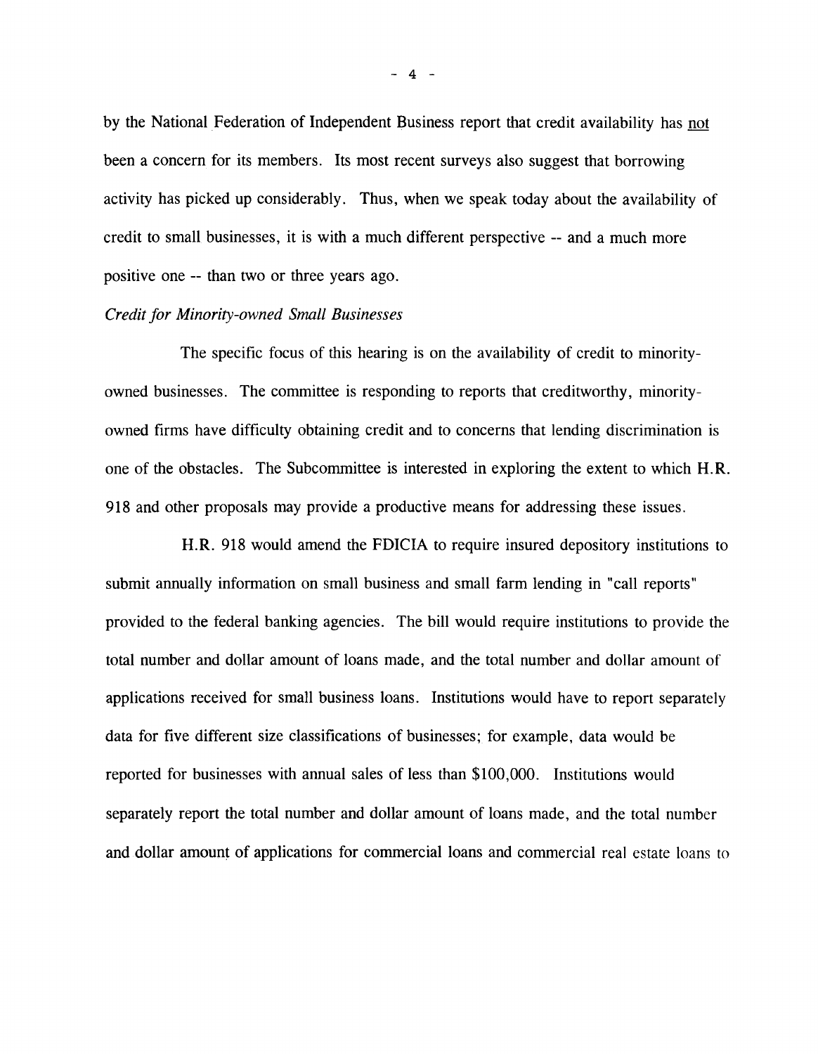by the National Federation of Independent Business report that credit availability has not been a concern for its members. Its most recent surveys also suggest that borrowing activity has picked up considerably. Thus, when we speak today about the availability of credit to small businesses, it is with a much different perspective -- and a much more positive one -- than two or three years ago.

*Credit for Minority-owned Small Businesses*

The specific focus of this hearing is on the availability of credit to minority-owned businesses. The committee is responding to reports that creditworthy, minority-owned firms have difficulty obtaining credit and to concerns that lending discrimination is one of the obstacles. The Subcommittee is interested in exploring the extent to which H.R. 918 and other proposals may provide a productive means for addressing these issues.

H.R. 918 would amend the FDICIA to require insured depository institutions to submit annually information on small business and small farm lending in "call reports" provided to the federal banking agencies. The bill would require institutions to provide the total number and dollar amount of loans made, and the total number and dollar amount of applications received for small business loans. Institutions would have to report separately data for five different size classifications of businesses; for example, data would be reported for businesses with annual sales of less than $100,000. Institutions would separately report the total number and dollar amount of loans made, and the total number and dollar amount of applications for commercial loans and commercial real estate loans to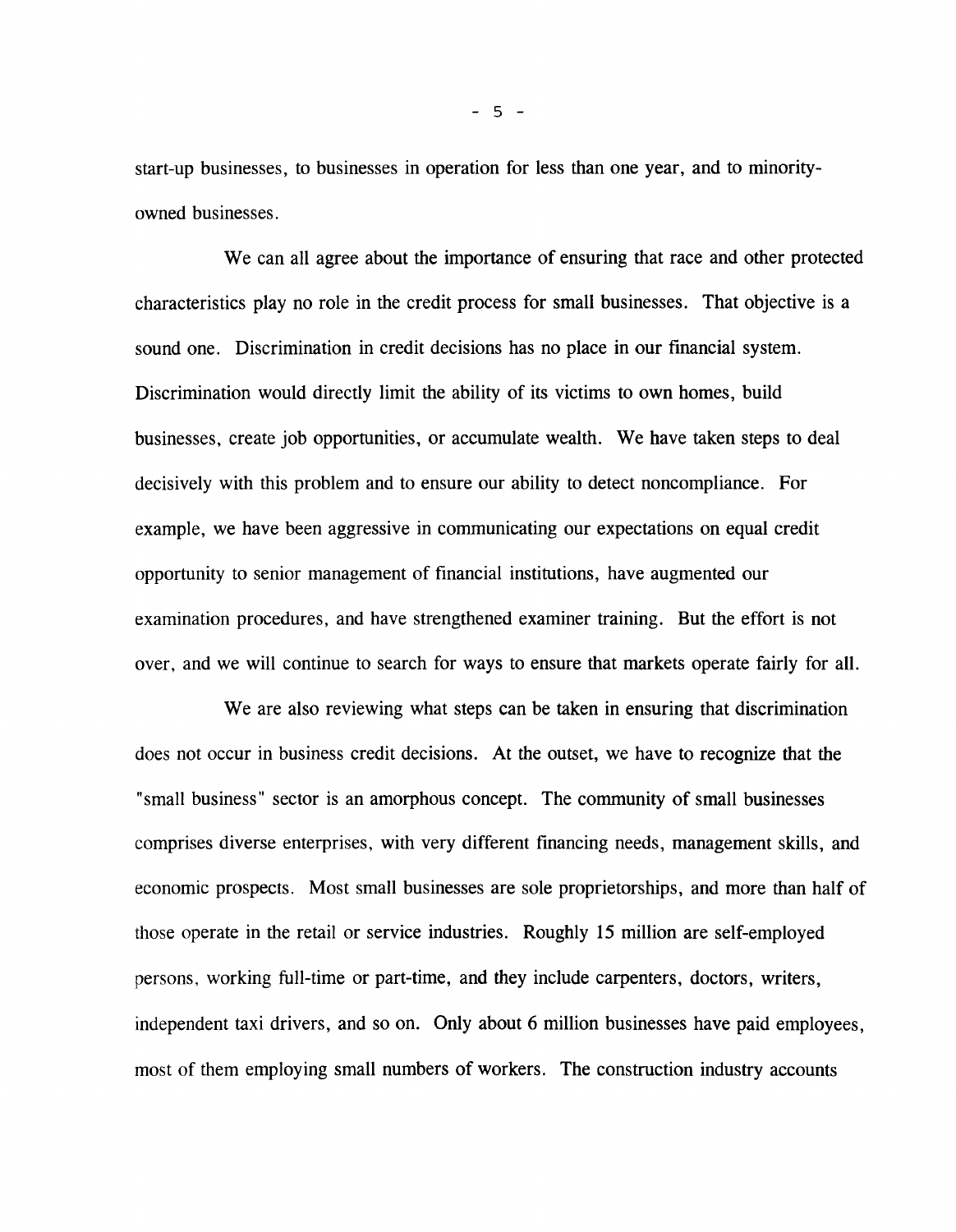start-up businesses, to businesses in operation for less than one year, and to minority-owned businesses.

We can all agree about the importance of ensuring that race and other protected characteristics play no role in the credit process for small businesses. That objective is a sound one. Discrimination in credit decisions has no place in our financial system. Discrimination would directly limit the ability of its victims to own homes, build businesses, create job opportunities, or accumulate wealth. We have taken steps to deal decisively with this problem and to ensure our ability to detect noncompliance. For example, we have been aggressive in communicating our expectations on equal credit opportunity to senior management of financial institutions, have augmented our examination procedures, and have strengthened examiner training. But the effort is not over, and we will continue to search for ways to ensure that markets operate fairly for all.

We are also reviewing what steps can be taken in ensuring that discrimination does not occur in business credit decisions. At the outset, we have to recognize that the "small business" sector is an amorphous concept. The community of small businesses comprises diverse enterprises, with very different financing needs, management skills, and economic prospects. Most small businesses are sole proprietorships, and more than half of those operate in the retail or service industries. Roughly 15 million are self-employed persons, working full-time or part-time, and they include carpenters, doctors, writers, independent taxi drivers, and so on. Only about 6 million businesses have paid employees, most of them employing small numbers of workers. The construction industry accounts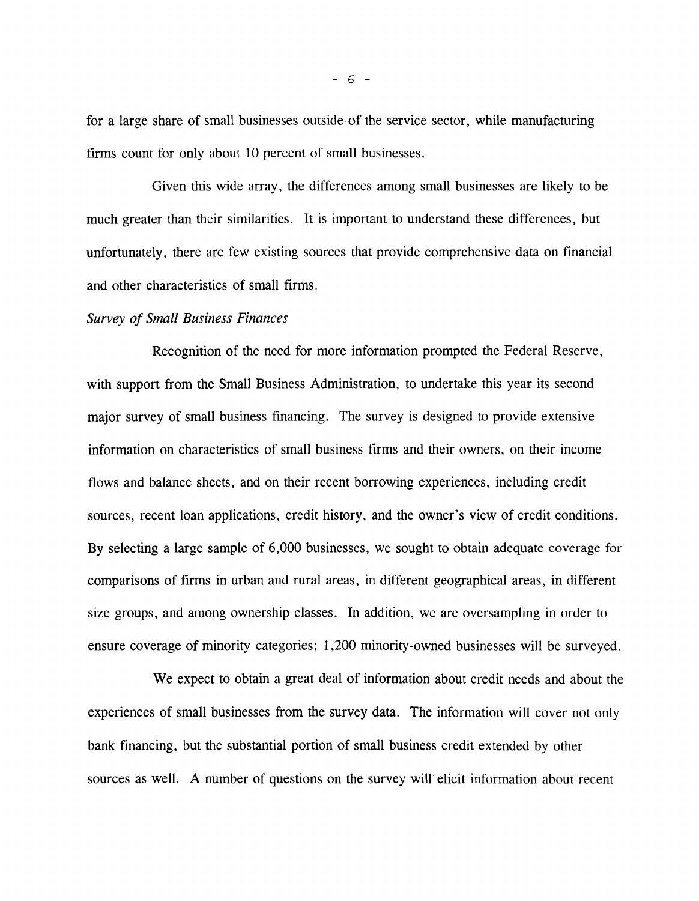for a large share of small businesses outside of the service sector, while manufacturing firms count for only about 10 percent of small businesses.

Given this wide array, the differences among small businesses are likely to be much greater than their similarities. It is important to understand these differences, but unfortunately, there are few existing sources that provide comprehensive data on financial and other characteristics of small firms.

*Survey of Small Business Finances*

Recognition of the need for more information prompted the Federal Reserve, with support from the Small Business Administration, to undertake this year its second major survey of small business financing. The survey is designed to provide extensive information on characteristics of small business firms and their owners, on their income flows and balance sheets, and on their recent borrowing experiences, including credit sources, recent loan applications, credit history, and the owner's view of credit conditions. By selecting a large sample of 6,000 businesses, we sought to obtain adequate coverage for comparisons of firms in urban and rural areas, in different geographical areas, in different size groups, and among ownership classes. In addition, we are oversampling in order to ensure coverage of minority categories; 1,200 minority-owned businesses will be surveyed.

We expect to obtain a great deal of information about credit needs and about the experiences of small businesses from the survey data. The information will cover not only bank financing, but the substantial portion of small business credit extended by other sources as well. A number of questions on the survey will elicit information about recent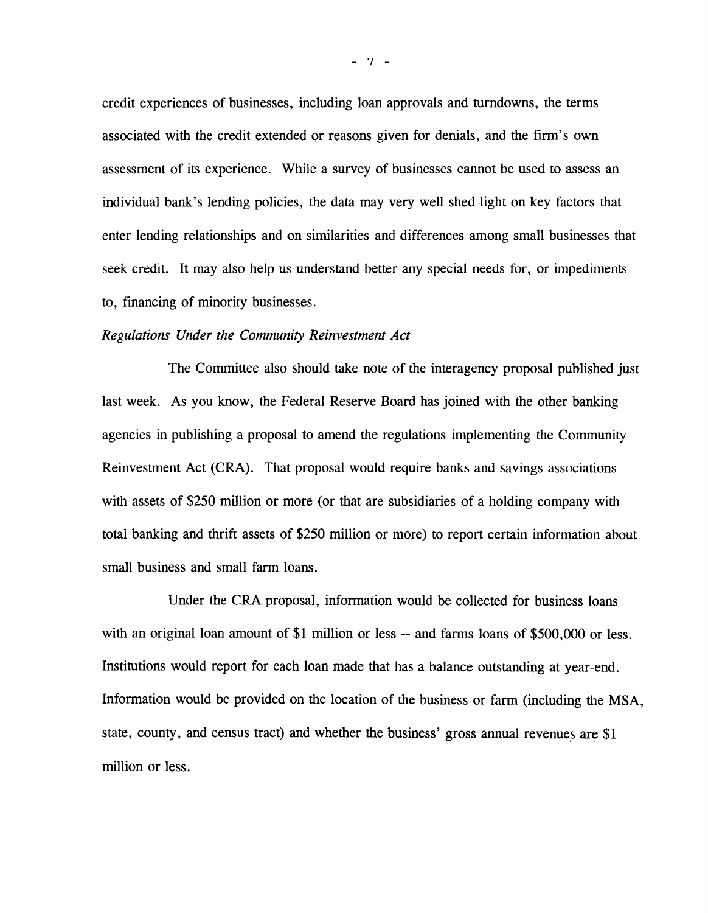credit experiences of businesses, including loan approvals and turndowns, the terms associated with the credit extended or reasons given for denials, and the firm's own assessment of its experience. While a survey of businesses cannot be used to assess an individual bank's lending policies, the data may very well shed light on key factors that enter lending relationships and on similarities and differences among small businesses that seek credit. It may also help us understand better any special needs for, or impediments to, financing of minority businesses.

*Regulations Under the Community Reinvestment Act*

The Committee also should take note of the interagency proposal published just last week. As you know, the Federal Reserve Board has joined with the other banking agencies in publishing a proposal to amend the regulations implementing the Community Reinvestment Act (CRA). That proposal would require banks and savings associations with assets of $250 million or more (or that are subsidiaries of a holding company with total banking and thrift assets of $250 million or more) to report certain information about small business and small farm loans.

Under the CRA proposal, information would be collected for business loans with an original loan amount of $1 million or less -- and farms loans of $500,000 or less. Institutions would report for each loan made that has a balance outstanding at year-end. Information would be provided on the location of the business or farm (including the MSA, state, county, and census tract) and whether the business' gross annual revenues are $1 million or less.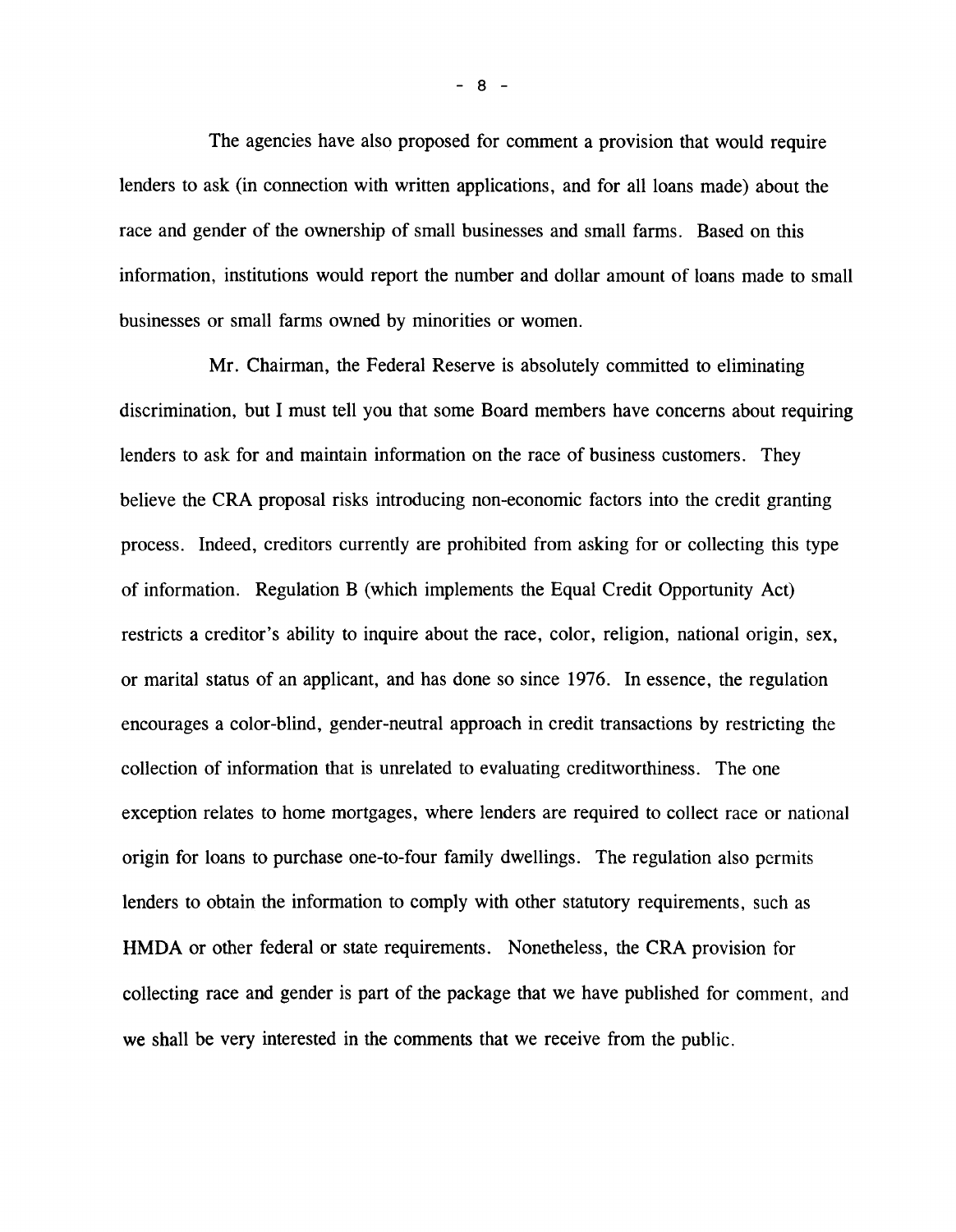The agencies have also proposed for comment a provision that would require lenders to ask (in connection with written applications, and for all loans made) about the race and gender of the ownership of small businesses and small farms. Based on this information, institutions would report the number and dollar amount of loans made to small businesses or small farms owned by minorities or women.

Mr. Chairman, the Federal Reserve is absolutely committed to eliminating discrimination, but I must tell you that some Board members have concerns about requiring lenders to ask for and maintain information on the race of business customers. They believe the CRA proposal risks introducing non-economic factors into the credit granting process. Indeed, creditors currently are prohibited from asking for or collecting this type of information. Regulation B (which implements the Equal Credit Opportunity Act) restricts a creditor's ability to inquire about the race, color, religion, national origin, sex, or marital status of an applicant, and has done so since 1976. In essence, the regulation encourages a color-blind, gender-neutral approach in credit transactions by restricting the collection of information that is unrelated to evaluating creditworthiness. The one exception relates to home mortgages, where lenders are required to collect race or national origin for loans to purchase one-to-four family dwellings. The regulation also permits lenders to obtain the information to comply with other statutory requirements, such as HMDA or other federal or state requirements. Nonetheless, the CRA provision for collecting race and gender is part of the package that we have published for comment, and we shall be very interested in the comments that we receive from the public.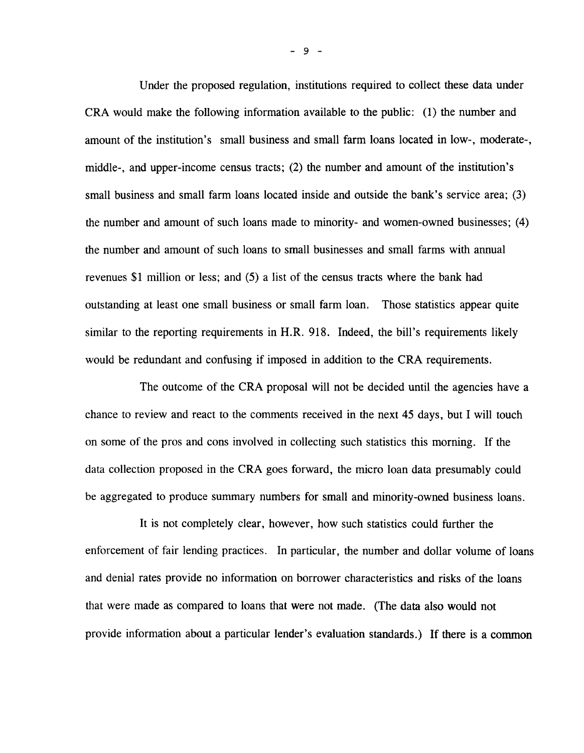Under the proposed regulation, institutions required to collect these data under CRA would make the following information available to the public: (1) the number and amount of the institution's small business and small farm loans located in low-, moderate-, middle-, and upper-income census tracts; (2) the number and amount of the institution's small business and small farm loans located inside and outside the bank's service area; (3) the number and amount of such loans made to minority- and women-owned businesses; (4) the number and amount of such loans to small businesses and small farms with annual revenues $1 million or less; and (5) a list of the census tracts where the bank had outstanding at least one small business or small farm loan. Those statistics appear quite similar to the reporting requirements in H.R. 918. Indeed, the bill's requirements likely would be redundant and confusing if imposed in addition to the CRA requirements.

The outcome of the CRA proposal will not be decided until the agencies have a chance to review and react to the comments received in the next 45 days, but I will touch on some of the pros and cons involved in collecting such statistics this morning. If the data collection proposed in the CRA goes forward, the micro loan data presumably could be aggregated to produce summary numbers for small and minority-owned business loans.

It is not completely clear, however, how such statistics could further the enforcement of fair lending practices. In particular, the number and dollar volume of loans and denial rates provide no information on borrower characteristics and risks of the loans that were made as compared to loans that were not made. (The data also would not provide information about a particular lender's evaluation standards.) If there is a common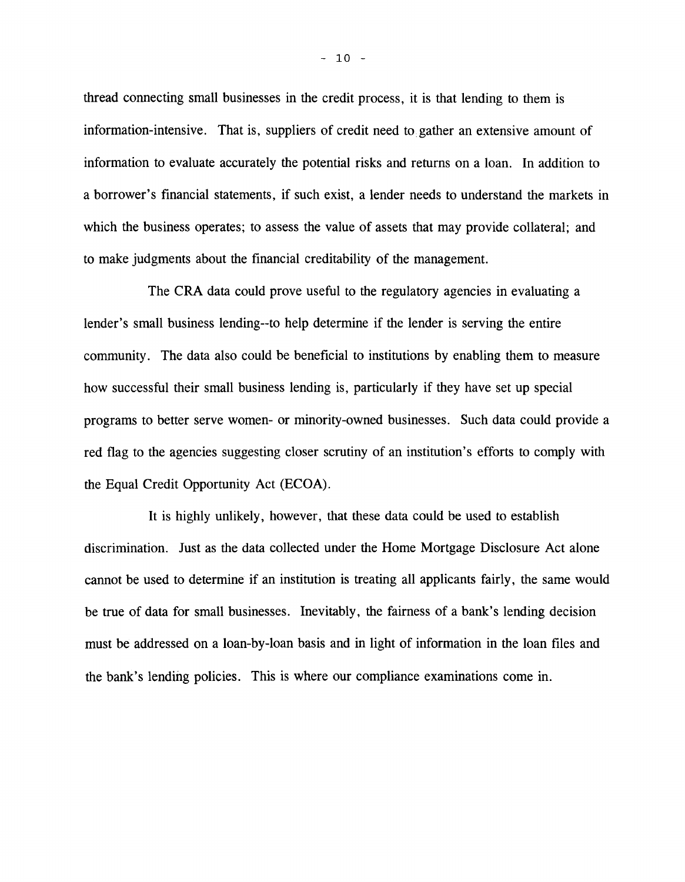thread connecting small businesses in the credit process, it is that lending to them is information-intensive. That is, suppliers of credit need to gather an extensive amount of information to evaluate accurately the potential risks and returns on a loan. In addition to a borrower's financial statements, if such exist, a lender needs to understand the markets in which the business operates; to assess the value of assets that may provide collateral; and to make judgments about the financial creditability of the management.

The CRA data could prove useful to the regulatory agencies in evaluating a lender's small business lending--to help determine if the lender is serving the entire community. The data also could be beneficial to institutions by enabling them to measure how successful their small business lending is, particularly if they have set up special programs to better serve women- or minority-owned businesses. Such data could provide a red flag to the agencies suggesting closer scrutiny of an institution's efforts to comply with the Equal Credit Opportunity Act (ECOA).

It is highly unlikely, however, that these data could be used to establish discrimination. Just as the data collected under the Home Mortgage Disclosure Act alone cannot be used to determine if an institution is treating all applicants fairly, the same would be true of data for small businesses. Inevitably, the fairness of a bank's lending decision must be addressed on a loan-by-loan basis and in light of information in the loan files and the bank's lending policies. This is where our compliance examinations come in.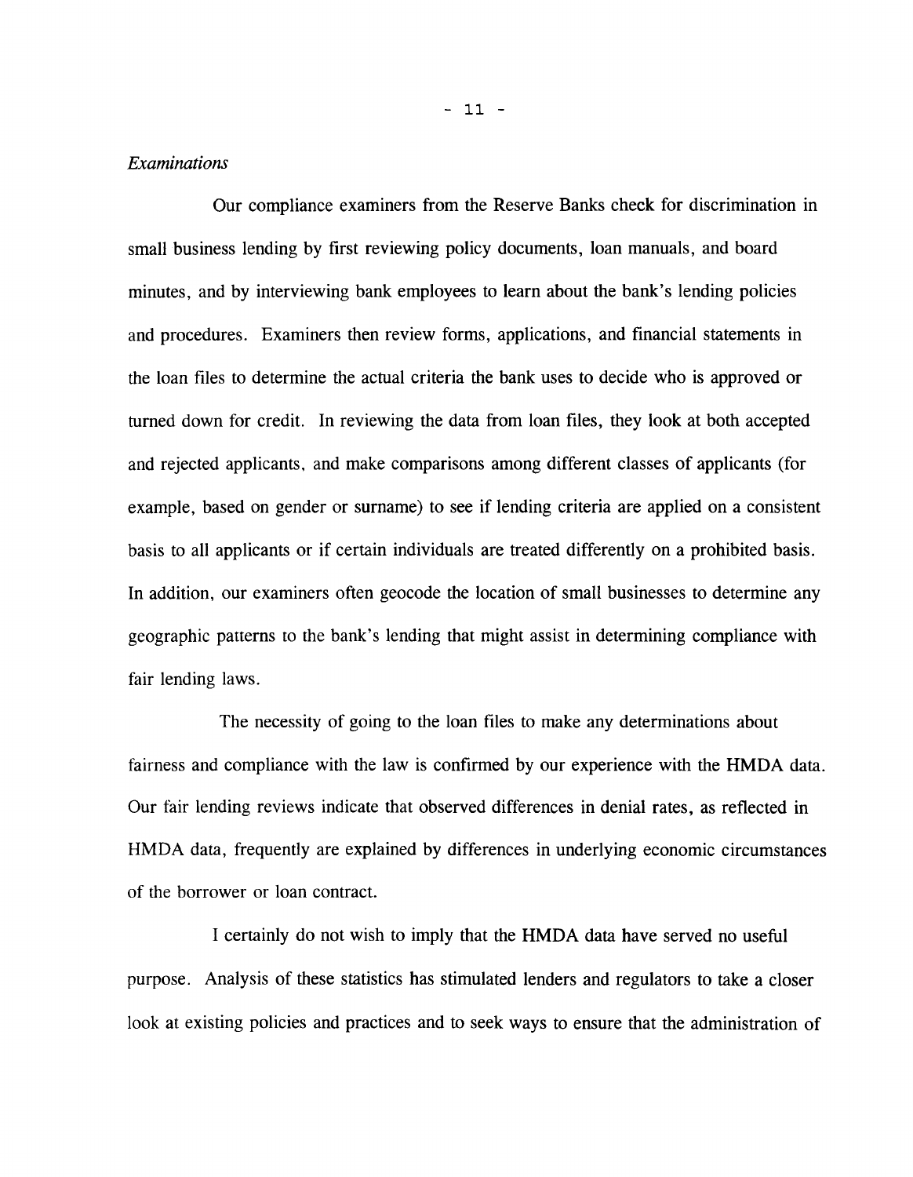*Examinations*

Our compliance examiners from the Reserve Banks check for discrimination in small business lending by first reviewing policy documents, loan manuals, and board minutes, and by interviewing bank employees to learn about the bank's lending policies and procedures. Examiners then review forms, applications, and financial statements in the loan files to determine the actual criteria the bank uses to decide who is approved or turned down for credit. In reviewing the data from loan files, they look at both accepted and rejected applicants, and make comparisons among different classes of applicants (for example, based on gender or surname) to see if lending criteria are applied on a consistent basis to all applicants or if certain individuals are treated differently on a prohibited basis. In addition, our examiners often geocode the location of small businesses to determine any geographic patterns to the bank's lending that might assist in determining compliance with fair lending laws.

The necessity of going to the loan files to make any determinations about fairness and compliance with the law is confirmed by our experience with the HMDA data. Our fair lending reviews indicate that observed differences in denial rates, as reflected in HMDA data, frequently are explained by differences in underlying economic circumstances of the borrower or loan contract.

I certainly do not wish to imply that the HMDA data have served no useful purpose. Analysis of these statistics has stimulated lenders and regulators to take a closer look at existing policies and practices and to seek ways to ensure that the administration of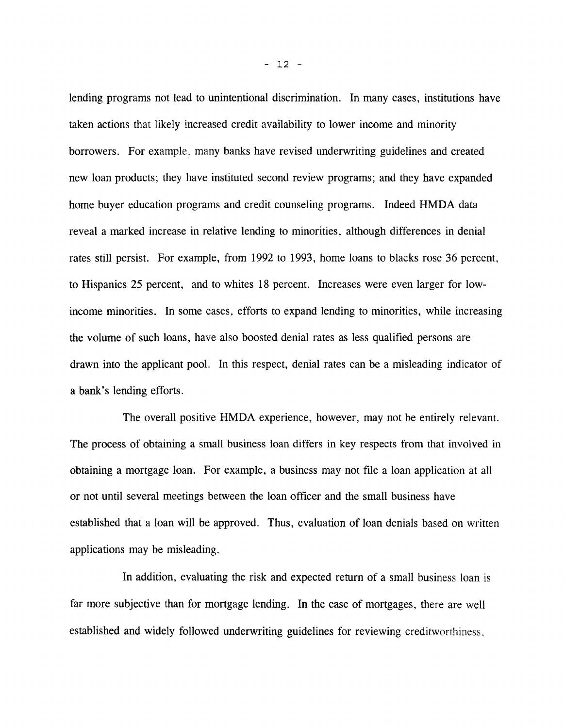lending programs not lead to unintentional discrimination. In many cases, institutions have taken actions that likely increased credit availability to lower income and minority borrowers. For example, many banks have revised underwriting guidelines and created new loan products; they have instituted second review programs; and they have expanded home buyer education programs and credit counseling programs. Indeed HMDA data reveal a marked increase in relative lending to minorities, although differences in denial rates still persist. For example, from 1992 to 1993, home loans to blacks rose 36 percent, to Hispanics 25 percent, and to whites 18 percent. Increases were even larger for low-income minorities. In some cases, efforts to expand lending to minorities, while increasing the volume of such loans, have also boosted denial rates as less qualified persons are drawn into the applicant pool. In this respect, denial rates can be a misleading indicator of a bank's lending efforts.

The overall positive HMDA experience, however, may not be entirely relevant. The process of obtaining a small business loan differs in key respects from that involved in obtaining a mortgage loan. For example, a business may not file a loan application at all or not until several meetings between the loan officer and the small business have established that a loan will be approved. Thus, evaluation of loan denials based on written applications may be misleading.

In addition, evaluating the risk and expected return of a small business loan is far more subjective than for mortgage lending. In the case of mortgages, there are well established and widely followed underwriting guidelines for reviewing creditworthiness,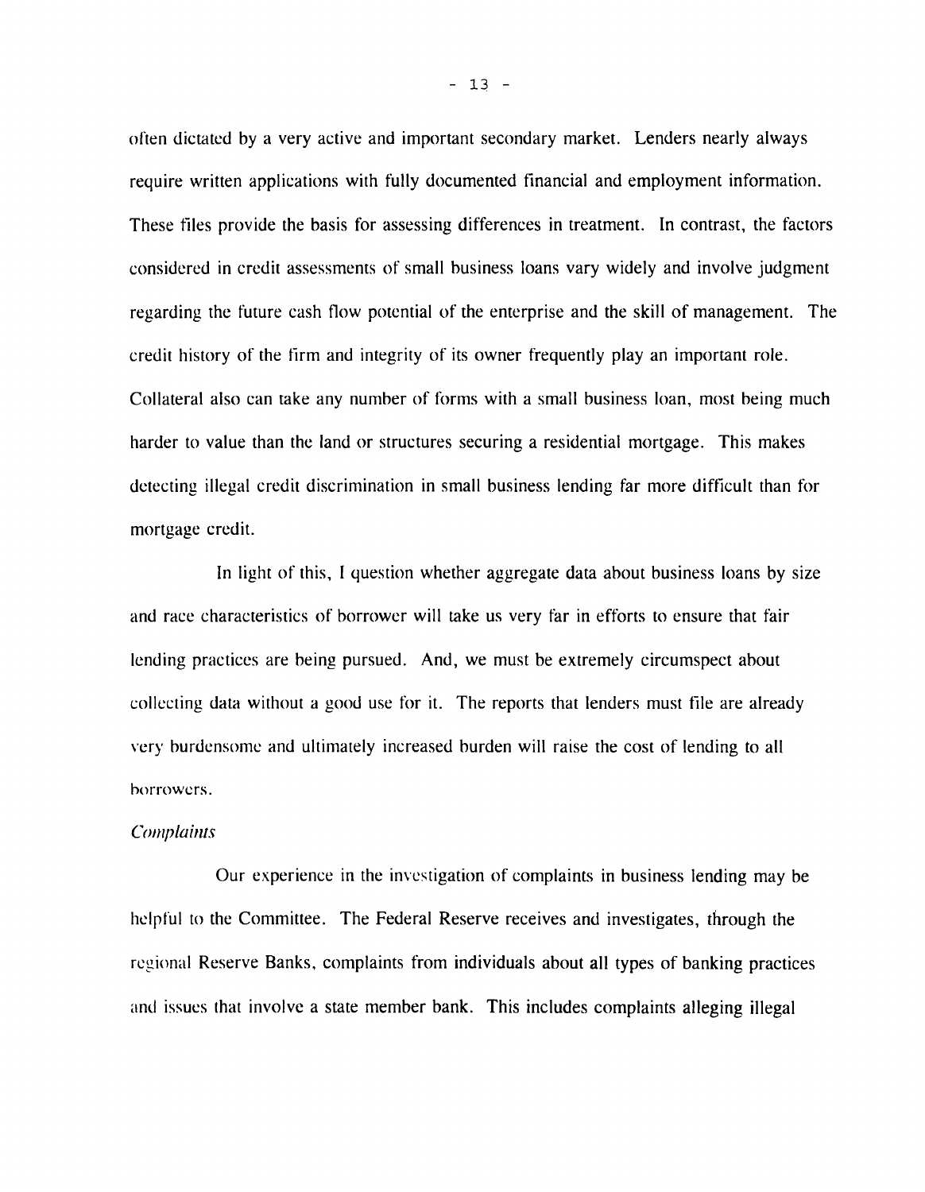often dictated by a very active and important secondary market. Lenders nearly always require written applications with fully documented financial and employment information. These files provide the basis for assessing differences in treatment. In contrast, the factors considered in credit assessments of small business loans vary widely and involve judgment regarding the future cash flow potential of the enterprise and the skill of management. The credit history of the firm and integrity of its owner frequently play an important role. Collateral also can take any number of forms with a small business loan, most being much harder to value than the land or structures securing a residential mortgage. This makes detecting illegal credit discrimination in small business lending far more difficult than for mortgage credit.

In light of this, I question whether aggregate data about business loans by size and race characteristics of borrower will take us very far in efforts to ensure that fair lending practices are being pursued. And, we must be extremely circumspect about collecting data without a good use for it. The reports that lenders must file are already very burdensome and ultimately increased burden will raise the cost of lending to all borrowers.

*Complaints*

Our experience in the investigation of complaints in business lending may be helpful to the Committee. The Federal Reserve receives and investigates, through the regional Reserve Banks, complaints from individuals about all types of banking practices and issues that involve a state member bank. This includes complaints alleging illegal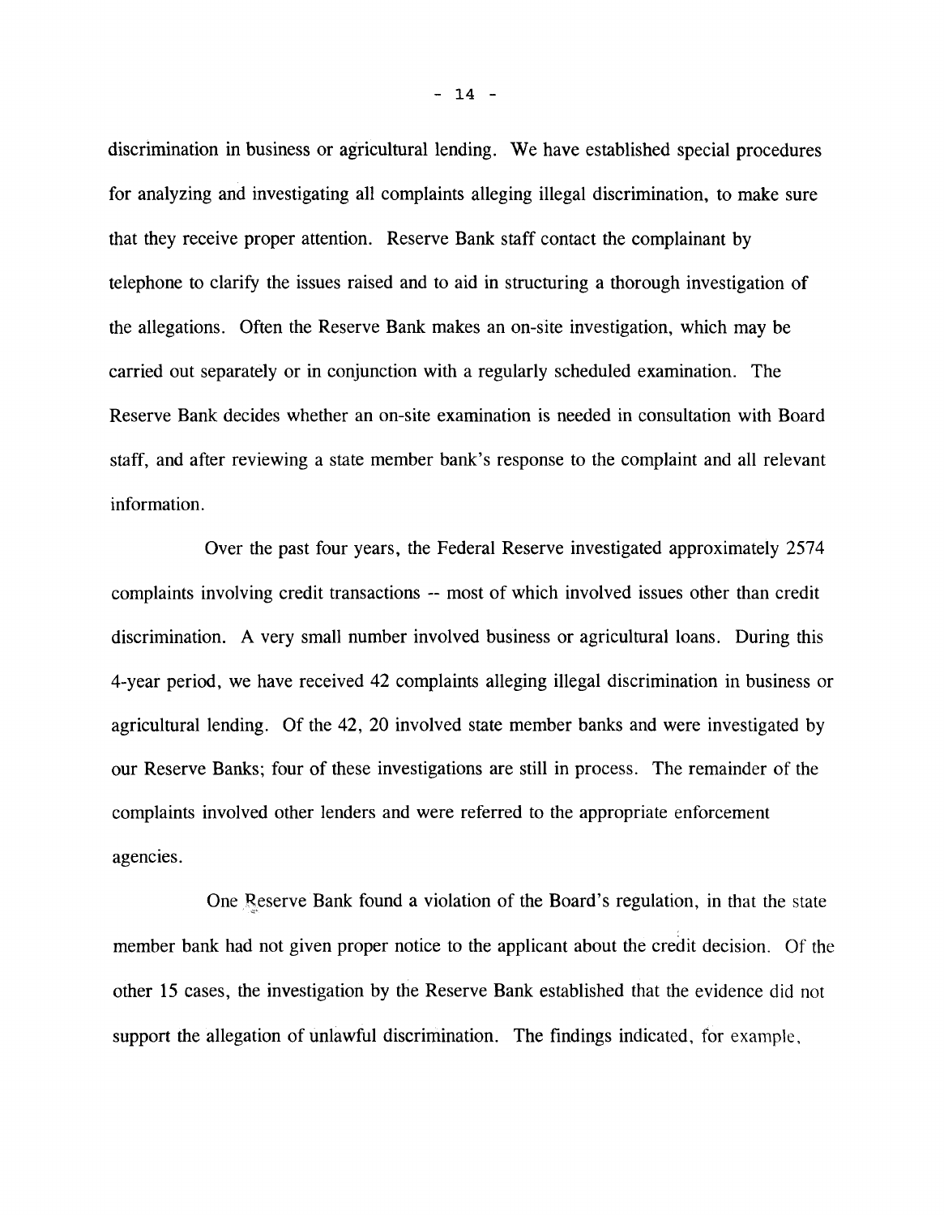discrimination in business or agricultural lending. We have established special procedures for analyzing and investigating all complaints alleging illegal discrimination, to make sure that they receive proper attention. Reserve Bank staff contact the complainant by telephone to clarify the issues raised and to aid in structuring a thorough investigation of the allegations. Often the Reserve Bank makes an on-site investigation, which may be carried out separately or in conjunction with a regularly scheduled examination. The Reserve Bank decides whether an on-site examination is needed in consultation with Board staff, and after reviewing a state member bank's response to the complaint and all relevant information.

Over the past four years, the Federal Reserve investigated approximately 2574 complaints involving credit transactions -- most of which involved issues other than credit discrimination. A very small number involved business or agricultural loans. During this 4-year period, we have received 42 complaints alleging illegal discrimination in business or agricultural lending. Of the 42, 20 involved state member banks and were investigated by our Reserve Banks; four of these investigations are still in process. The remainder of the complaints involved other lenders and were referred to the appropriate enforcement agencies.

One Reserve Bank found a violation of the Board's regulation, in that the state member bank had not given proper notice to the applicant about the credit decision. Of the other 15 cases, the investigation by the Reserve Bank established that the evidence did not support the allegation of unlawful discrimination. The findings indicated, for example,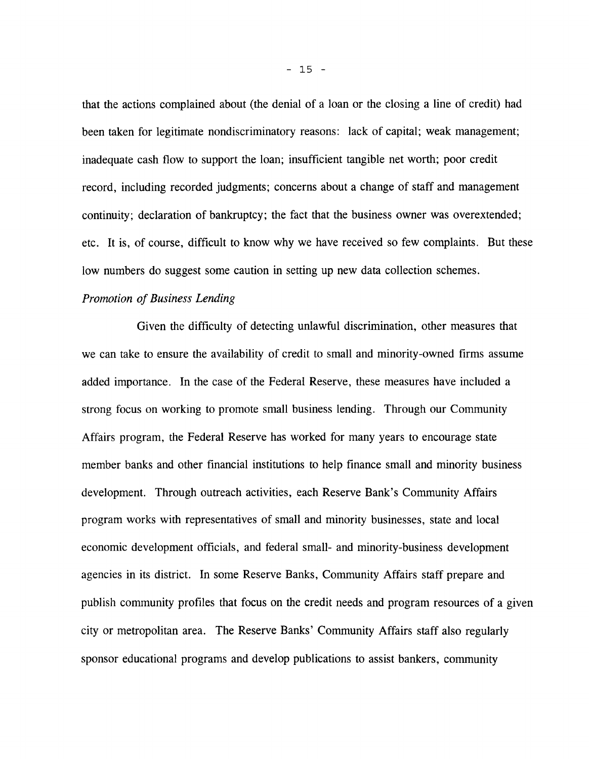that the actions complained about (the denial of a loan or the closing a line of credit) had been taken for legitimate nondiscriminatory reasons: lack of capital; weak management; inadequate cash flow to support the loan; insufficient tangible net worth; poor credit record, including recorded judgments; concerns about a change of staff and management continuity; declaration of bankruptcy; the fact that the business owner was overextended; etc. It is, of course, difficult to know why we have received so few complaints. But these low numbers do suggest some caution in setting up new data collection schemes.

*Promotion of Business Lending*

Given the difficulty of detecting unlawful discrimination, other measures that we can take to ensure the availability of credit to small and minority-owned firms assume added importance. In the case of the Federal Reserve, these measures have included a strong focus on working to promote small business lending. Through our Community Affairs program, the Federal Reserve has worked for many years to encourage state member banks and other financial institutions to help finance small and minority business development. Through outreach activities, each Reserve Bank's Community Affairs program works with representatives of small and minority businesses, state and local economic development officials, and federal small- and minority-business development agencies in its district. In some Reserve Banks, Community Affairs staff prepare and publish community profiles that focus on the credit needs and program resources of a given city or metropolitan area. The Reserve Banks' Community Affairs staff also regularly sponsor educational programs and develop publications to assist bankers, community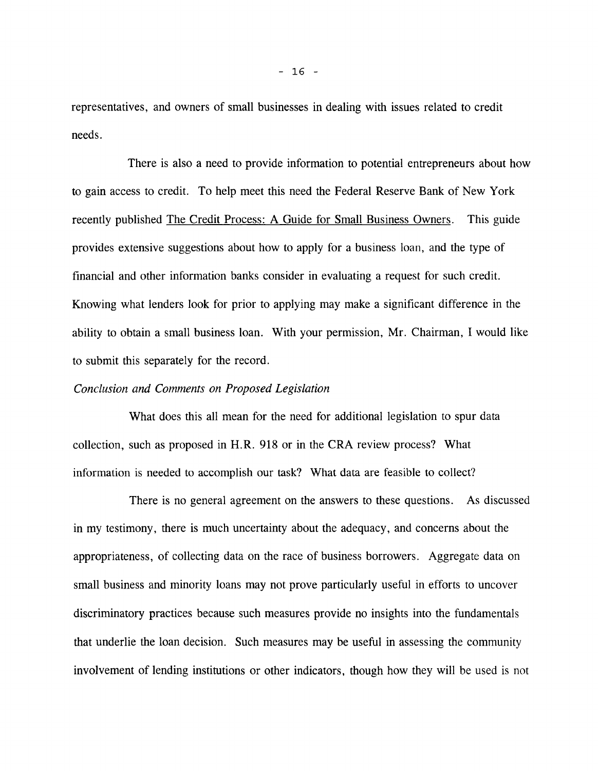representatives, and owners of small businesses in dealing with issues related to credit needs.

There is also a need to provide information to potential entrepreneurs about how to gain access to credit. To help meet this need the Federal Reserve Bank of New York recently published The Credit Process: A Guide for Small Business Owners. This guide provides extensive suggestions about how to apply for a business loan, and the type of financial and other information banks consider in evaluating a request for such credit. Knowing what lenders look for prior to applying may make a significant difference in the ability to obtain a small business loan. With your permission, Mr. Chairman, I would like to submit this separately for the record.

*Conclusion and Comments on Proposed Legislation*

What does this all mean for the need for additional legislation to spur data collection, such as proposed in H.R. 918 or in the CRA review process? What information is needed to accomplish our task? What data are feasible to collect?

There is no general agreement on the answers to these questions. As discussed in my testimony, there is much uncertainty about the adequacy, and concerns about the appropriateness, of collecting data on the race of business borrowers. Aggregate data on small business and minority loans may not prove particularly useful in efforts to uncover discriminatory practices because such measures provide no insights into the fundamentals that underlie the loan decision. Such measures may be useful in assessing the community involvement of lending institutions or other indicators, though how they will be used is not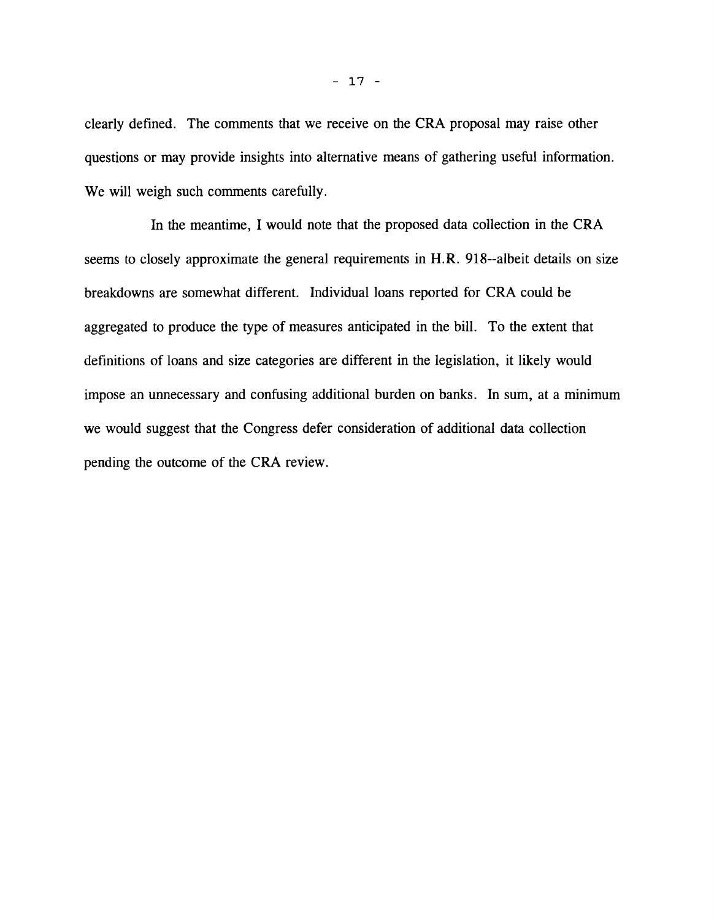clearly defined. The comments that we receive on the CRA proposal may raise other questions or may provide insights into alternative means of gathering useful information. We will weigh such comments carefully.

In the meantime, I would note that the proposed data collection in the CRA seems to closely approximate the general requirements in H.R. 918--albeit details on size breakdowns are somewhat different. Individual loans reported for CRA could be aggregated to produce the type of measures anticipated in the bill. To the extent that definitions of loans and size categories are different in the legislation, it likely would impose an unnecessary and confusing additional burden on banks. In sum, at a minimum we would suggest that the Congress defer consideration of additional data collection pending the outcome of the CRA review.